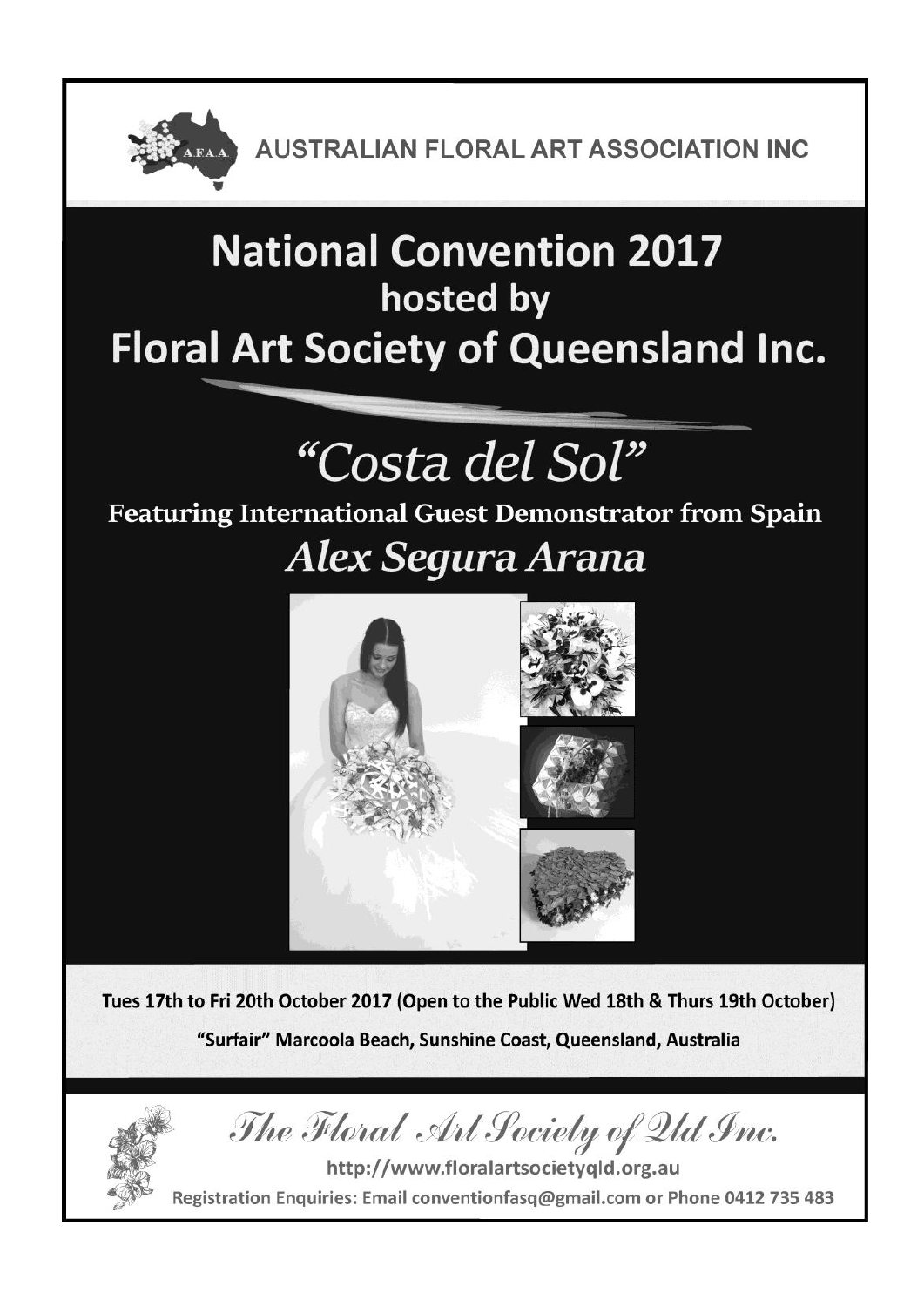AUSTRALIAN FLORAL ART ASSOCIATION INC

# National Convention 2017
## hosted by
# Floral Art Society of Queensland Inc.

# *"Costa del Sol"*

**Featuring International Guest Demonstrator from Spain**

## *Alex Segura Arana*

**Tues 17th to Fri 20th October 2017 (Open to the Public Wed 18th & Thurs 19th October)**

**"Surfair" Marcoola Beach, Sunshine Coast, Queensland, Australia**

*The Floral Art Society of Qld Inc.*

http://www.floralartsocietyqld.org.au

Registration Enquiries: Email conventionfasq@gmail.com or Phone 0412 735 483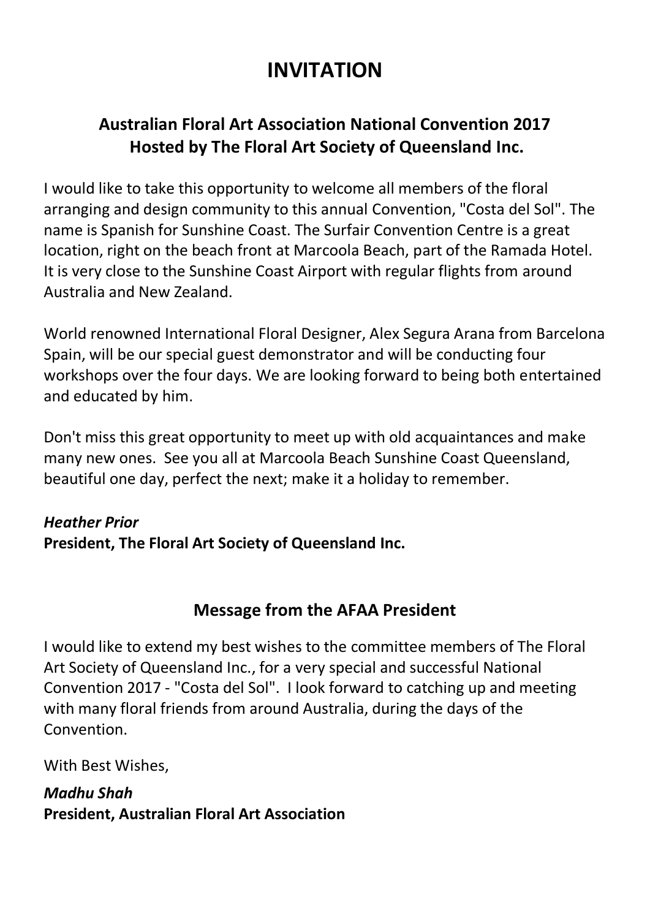# INVITATION

## Australian Floral Art Association National Convention 2017
## Hosted by The Floral Art Society of Queensland Inc.

I would like to take this opportunity to welcome all members of the floral arranging and design community to this annual Convention, "Costa del Sol". The name is Spanish for Sunshine Coast. The Surfair Convention Centre is a great location, right on the beach front at Marcoola Beach, part of the Ramada Hotel. It is very close to the Sunshine Coast Airport with regular flights from around Australia and New Zealand.

World renowned International Floral Designer, Alex Segura Arana from Barcelona Spain, will be our special guest demonstrator and will be conducting four workshops over the four days. We are looking forward to being both entertained and educated by him.

Don't miss this great opportunity to meet up with old acquaintances and make many new ones. See you all at Marcoola Beach Sunshine Coast Queensland, beautiful one day, perfect the next; make it a holiday to remember.

***Heather Prior***
**President, The Floral Art Society of Queensland Inc.**

## Message from the AFAA President

I would like to extend my best wishes to the committee members of The Floral Art Society of Queensland Inc., for a very special and successful National Convention 2017 - "Costa del Sol". I look forward to catching up and meeting with many floral friends from around Australia, during the days of the Convention.

With Best Wishes,

***Madhu Shah***
**President, Australian Floral Art Association**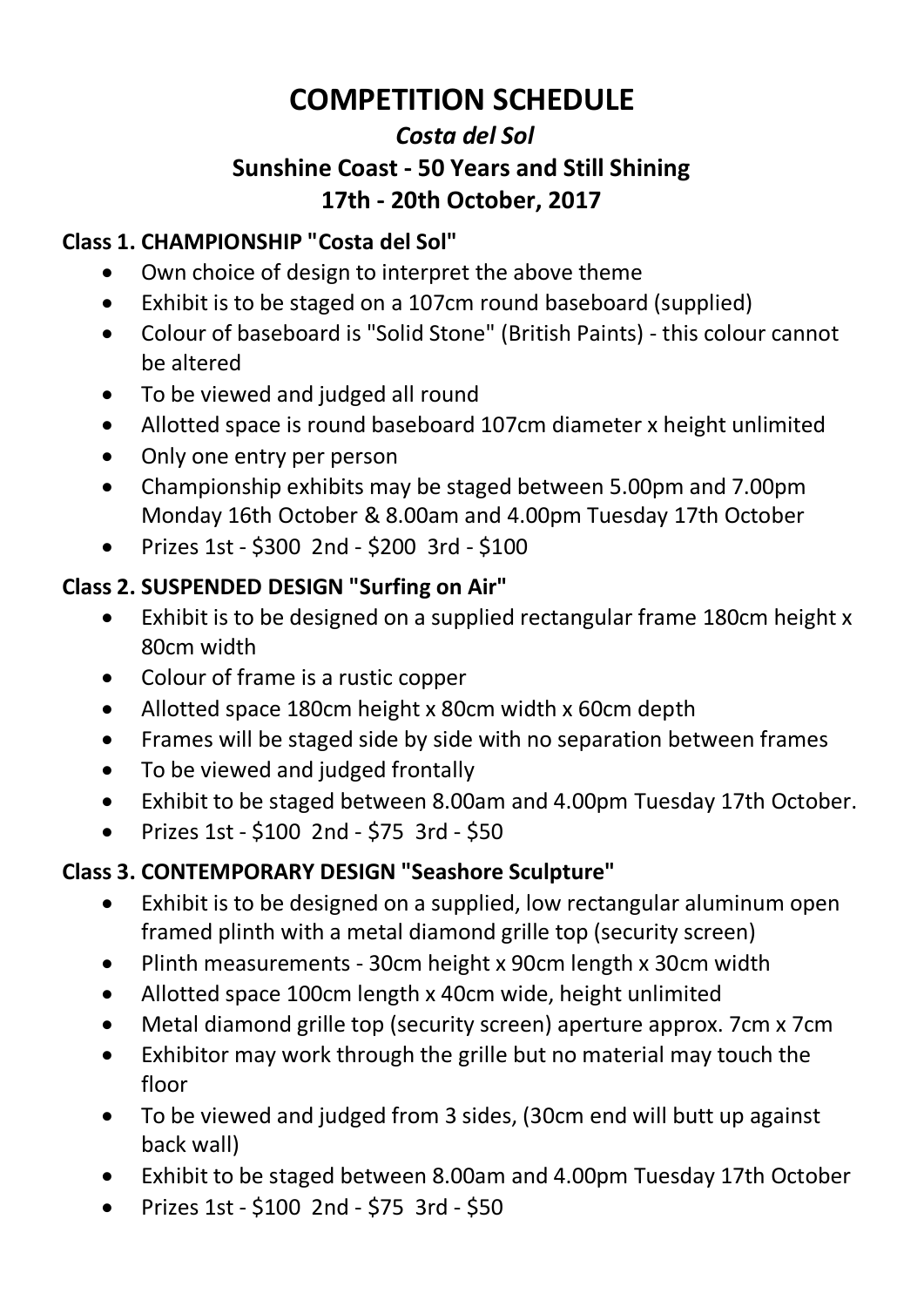# COMPETITION SCHEDULE

## *Costa del Sol*

## Sunshine Coast - 50 Years and Still Shining

## 17th - 20th October, 2017

### Class 1. CHAMPIONSHIP "Costa del Sol"

- Own choice of design to interpret the above theme
- Exhibit is to be staged on a 107cm round baseboard (supplied)
- Colour of baseboard is "Solid Stone" (British Paints) - this colour cannot be altered
- To be viewed and judged all round
- Allotted space is round baseboard 107cm diameter x height unlimited
- Only one entry per person
- Championship exhibits may be staged between 5.00pm and 7.00pm Monday 16th October & 8.00am and 4.00pm Tuesday 17th October
- Prizes 1st - $300  2nd - $200  3rd - $100

### Class 2. SUSPENDED DESIGN "Surfing on Air"

- Exhibit is to be designed on a supplied rectangular frame 180cm height x 80cm width
- Colour of frame is a rustic copper
- Allotted space 180cm height x 80cm width x 60cm depth
- Frames will be staged side by side with no separation between frames
- To be viewed and judged frontally
- Exhibit to be staged between 8.00am and 4.00pm Tuesday 17th October.
- Prizes 1st - $100  2nd - $75  3rd - $50

### Class 3. CONTEMPORARY DESIGN "Seashore Sculpture"

- Exhibit is to be designed on a supplied, low rectangular aluminum open framed plinth with a metal diamond grille top (security screen)
- Plinth measurements - 30cm height x 90cm length x 30cm width
- Allotted space 100cm length x 40cm wide, height unlimited
- Metal diamond grille top (security screen) aperture approx. 7cm x 7cm
- Exhibitor may work through the grille but no material may touch the floor
- To be viewed and judged from 3 sides, (30cm end will butt up against back wall)
- Exhibit to be staged between 8.00am and 4.00pm Tuesday 17th October
- Prizes 1st - $100  2nd - $75  3rd - $50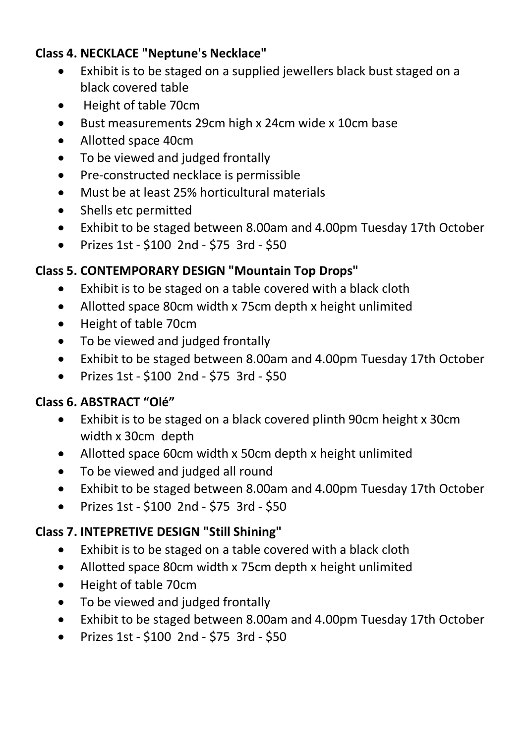### Class 4. NECKLACE "Neptune's Necklace"

- Exhibit is to be staged on a supplied jewellers black bust staged on a black covered table
- Height of table 70cm
- Bust measurements 29cm high x 24cm wide x 10cm base
- Allotted space 40cm
- To be viewed and judged frontally
- Pre-constructed necklace is permissible
- Must be at least 25% horticultural materials
- Shells etc permitted
- Exhibit to be staged between 8.00am and 4.00pm Tuesday 17th October
- Prizes 1st - $100 2nd - $75 3rd - $50

### Class 5. CONTEMPORARY DESIGN "Mountain Top Drops"

- Exhibit is to be staged on a table covered with a black cloth
- Allotted space 80cm width x 75cm depth x height unlimited
- Height of table 70cm
- To be viewed and judged frontally
- Exhibit to be staged between 8.00am and 4.00pm Tuesday 17th October
- Prizes 1st - $100 2nd - $75 3rd - $50

### Class 6. ABSTRACT "Olé"

- Exhibit is to be staged on a black covered plinth 90cm height x 30cm width x 30cm depth
- Allotted space 60cm width x 50cm depth x height unlimited
- To be viewed and judged all round
- Exhibit to be staged between 8.00am and 4.00pm Tuesday 17th October
- Prizes 1st - $100 2nd - $75 3rd - $50

### Class 7. INTEPRETIVE DESIGN "Still Shining"

- Exhibit is to be staged on a table covered with a black cloth
- Allotted space 80cm width x 75cm depth x height unlimited
- Height of table 70cm
- To be viewed and judged frontally
- Exhibit to be staged between 8.00am and 4.00pm Tuesday 17th October
- Prizes 1st - $100 2nd - $75 3rd - $50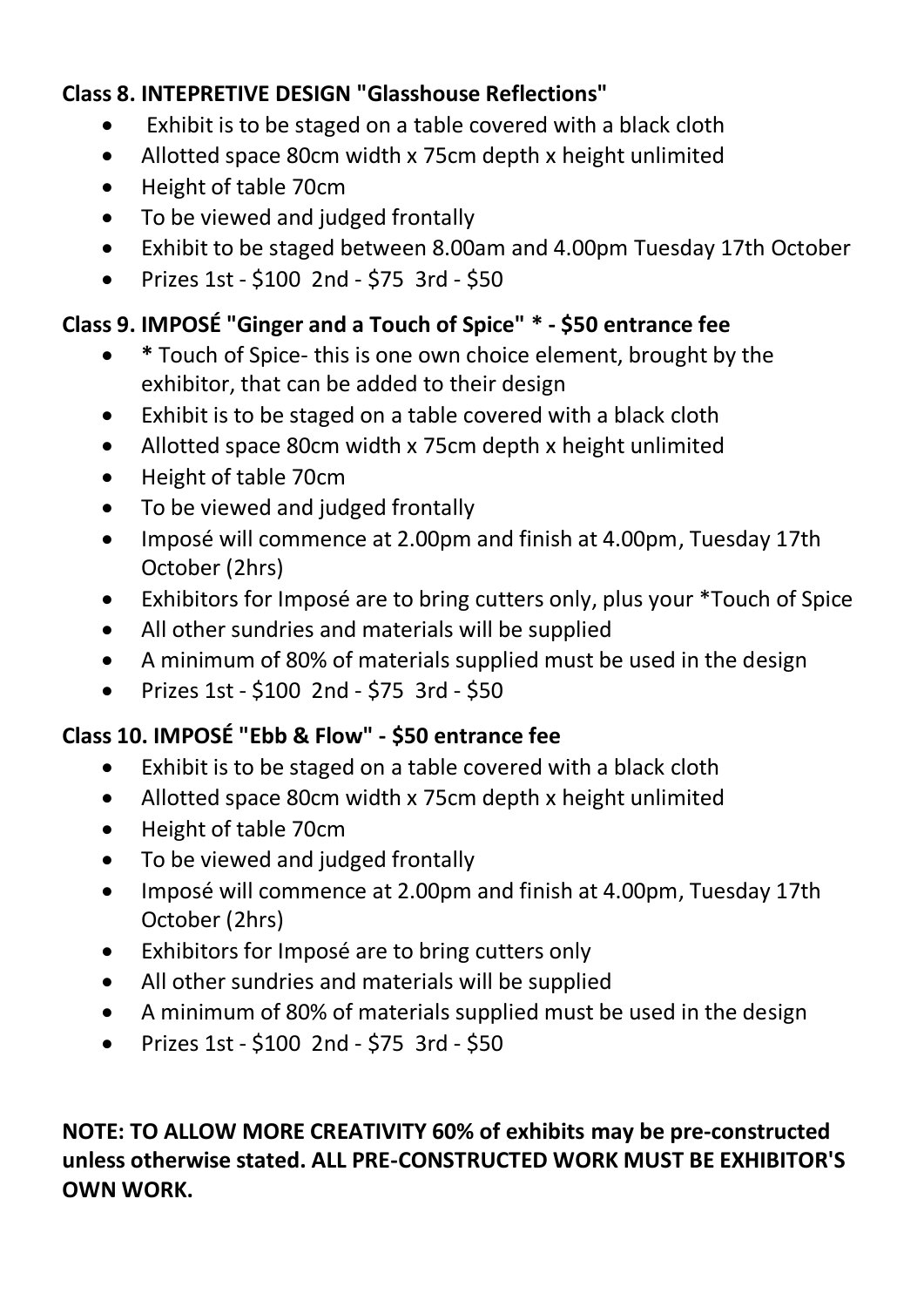**Class 8. INTEPRETIVE DESIGN "Glasshouse Reflections"**

- Exhibit is to be staged on a table covered with a black cloth
- Allotted space 80cm width x 75cm depth x height unlimited
- Height of table 70cm
- To be viewed and judged frontally
- Exhibit to be staged between 8.00am and 4.00pm Tuesday 17th October
- Prizes 1st - $100 2nd - $75 3rd - $50

**Class 9. IMPOSÉ "Ginger and a Touch of Spice" * - $50 entrance fee**

- **\*** Touch of Spice- this is one own choice element, brought by the exhibitor, that can be added to their design
- Exhibit is to be staged on a table covered with a black cloth
- Allotted space 80cm width x 75cm depth x height unlimited
- Height of table 70cm
- To be viewed and judged frontally
- Imposé will commence at 2.00pm and finish at 4.00pm, Tuesday 17th October (2hrs)
- Exhibitors for Imposé are to bring cutters only, plus your *Touch of Spice
- All other sundries and materials will be supplied
- A minimum of 80% of materials supplied must be used in the design
- Prizes 1st - $100 2nd - $75 3rd - $50

**Class 10. IMPOSÉ "Ebb & Flow" - $50 entrance fee**

- Exhibit is to be staged on a table covered with a black cloth
- Allotted space 80cm width x 75cm depth x height unlimited
- Height of table 70cm
- To be viewed and judged frontally
- Imposé will commence at 2.00pm and finish at 4.00pm, Tuesday 17th October (2hrs)
- Exhibitors for Imposé are to bring cutters only
- All other sundries and materials will be supplied
- A minimum of 80% of materials supplied must be used in the design
- Prizes 1st - $100 2nd - $75 3rd - $50

**NOTE: TO ALLOW MORE CREATIVITY 60% of exhibits may be pre-constructed unless otherwise stated. ALL PRE-CONSTRUCTED WORK MUST BE EXHIBITOR'S OWN WORK.**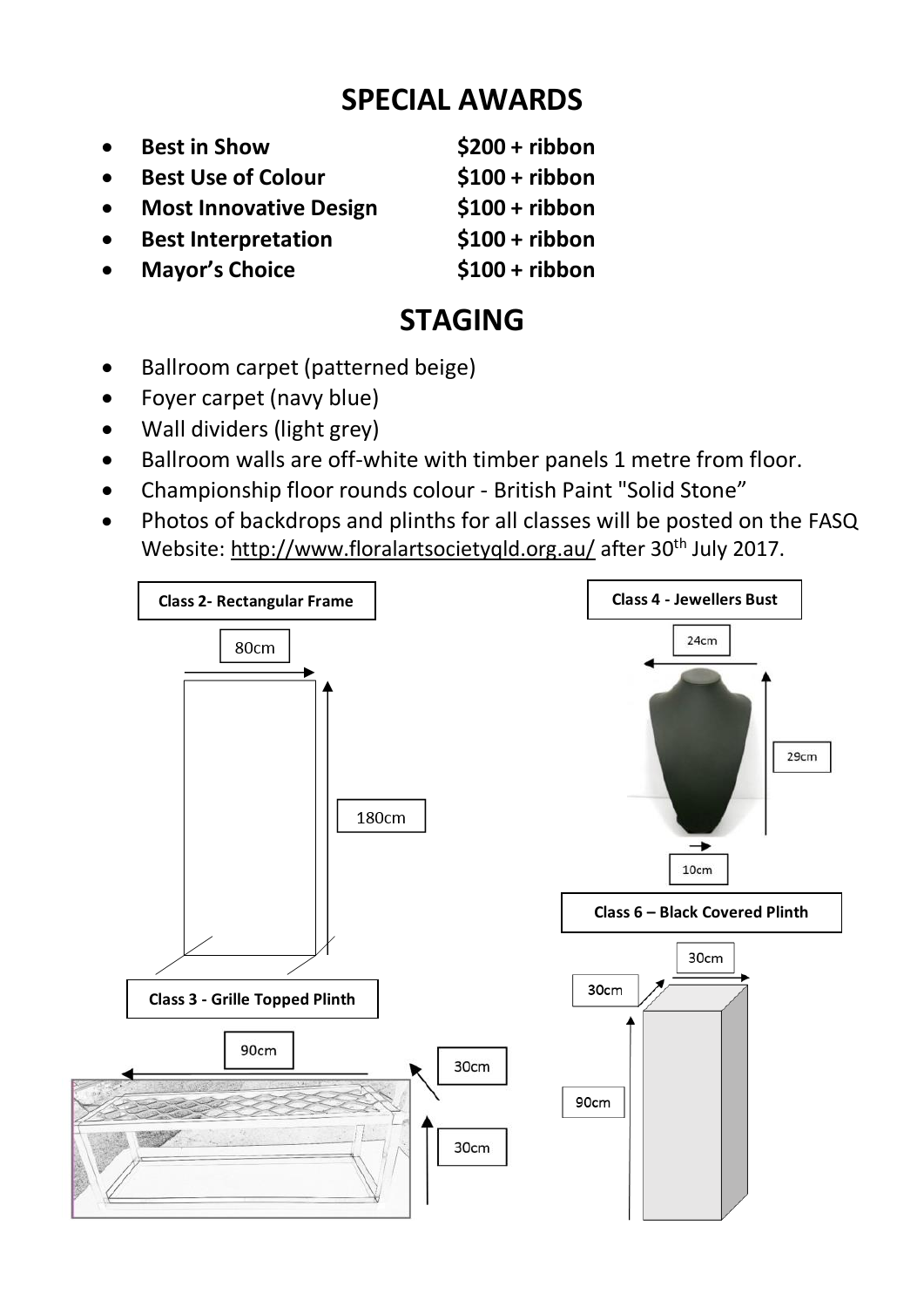# SPECIAL AWARDS

- **Best in Show** **$200 + ribbon**
- **Best Use of Colour** **$100 + ribbon**
- **Most Innovative Design** **$100 + ribbon**
- **Best Interpretation** **$100 + ribbon**
- **Mayor's Choice** **$100 + ribbon**

# STAGING

- Ballroom carpet (patterned beige)
- Foyer carpet (navy blue)
- Wall dividers (light grey)
- Ballroom walls are off-white with timber panels 1 metre from floor.
- Championship floor rounds colour - British Paint "Solid Stone"
- Photos of backdrops and plinths for all classes will be posted on the FASQ Website: http://www.floralartsocietyqld.org.au/ after 30th July 2017.

**Class 2- Rectangular Frame**

80cm

180cm

**Class 4 - Jewellers Bust**

24cm

29cm

10cm

**Class 6 – Black Covered Plinth**

30cm

30cm

90cm

**Class 3 - Grille Topped Plinth**

90cm

30cm

30cm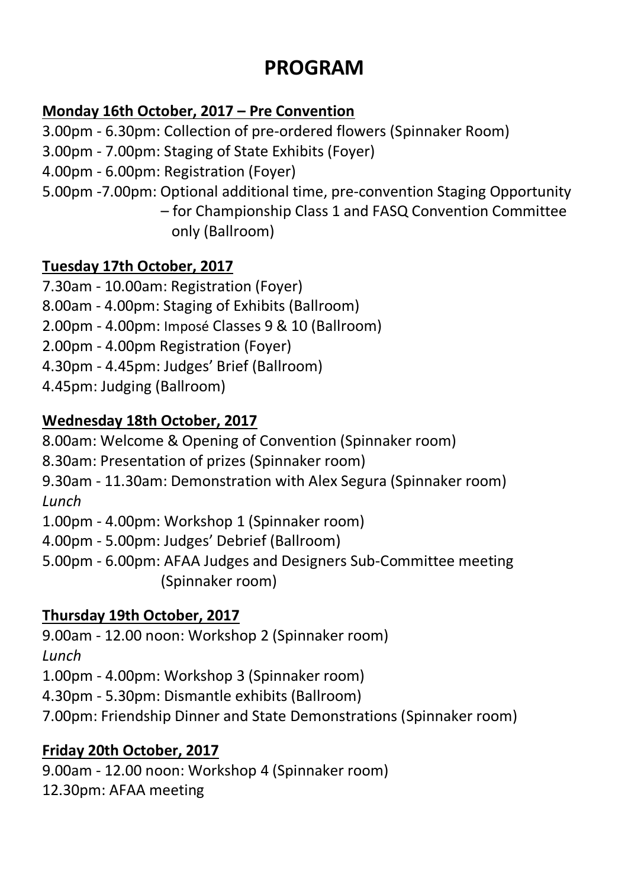# PROGRAM

**Monday 16th October, 2017 – Pre Convention**

3.00pm - 6.30pm: Collection of pre-ordered flowers (Spinnaker Room)
3.00pm - 7.00pm: Staging of State Exhibits (Foyer)
4.00pm - 6.00pm: Registration (Foyer)
5.00pm -7.00pm: Optional additional time, pre-convention Staging Opportunity – for Championship Class 1 and FASQ Convention Committee only (Ballroom)

**Tuesday 17th October, 2017**

7.30am - 10.00am: Registration (Foyer)
8.00am - 4.00pm: Staging of Exhibits (Ballroom)
2.00pm - 4.00pm: Imposé Classes 9 & 10 (Ballroom)
2.00pm - 4.00pm Registration (Foyer)
4.30pm - 4.45pm: Judges' Brief (Ballroom)
4.45pm: Judging (Ballroom)

**Wednesday 18th October, 2017**

8.00am: Welcome & Opening of Convention (Spinnaker room)
8.30am: Presentation of prizes (Spinnaker room)
9.30am - 11.30am: Demonstration with Alex Segura (Spinnaker room)
*Lunch*
1.00pm - 4.00pm: Workshop 1 (Spinnaker room)
4.00pm - 5.00pm: Judges' Debrief (Ballroom)
5.00pm - 6.00pm: AFAA Judges and Designers Sub-Committee meeting (Spinnaker room)

**Thursday 19th October, 2017**

9.00am - 12.00 noon: Workshop 2 (Spinnaker room)
*Lunch*
1.00pm - 4.00pm: Workshop 3 (Spinnaker room)
4.30pm - 5.30pm: Dismantle exhibits (Ballroom)
7.00pm: Friendship Dinner and State Demonstrations (Spinnaker room)

**Friday 20th October, 2017**

9.00am - 12.00 noon: Workshop 4 (Spinnaker room)
12.30pm: AFAA meeting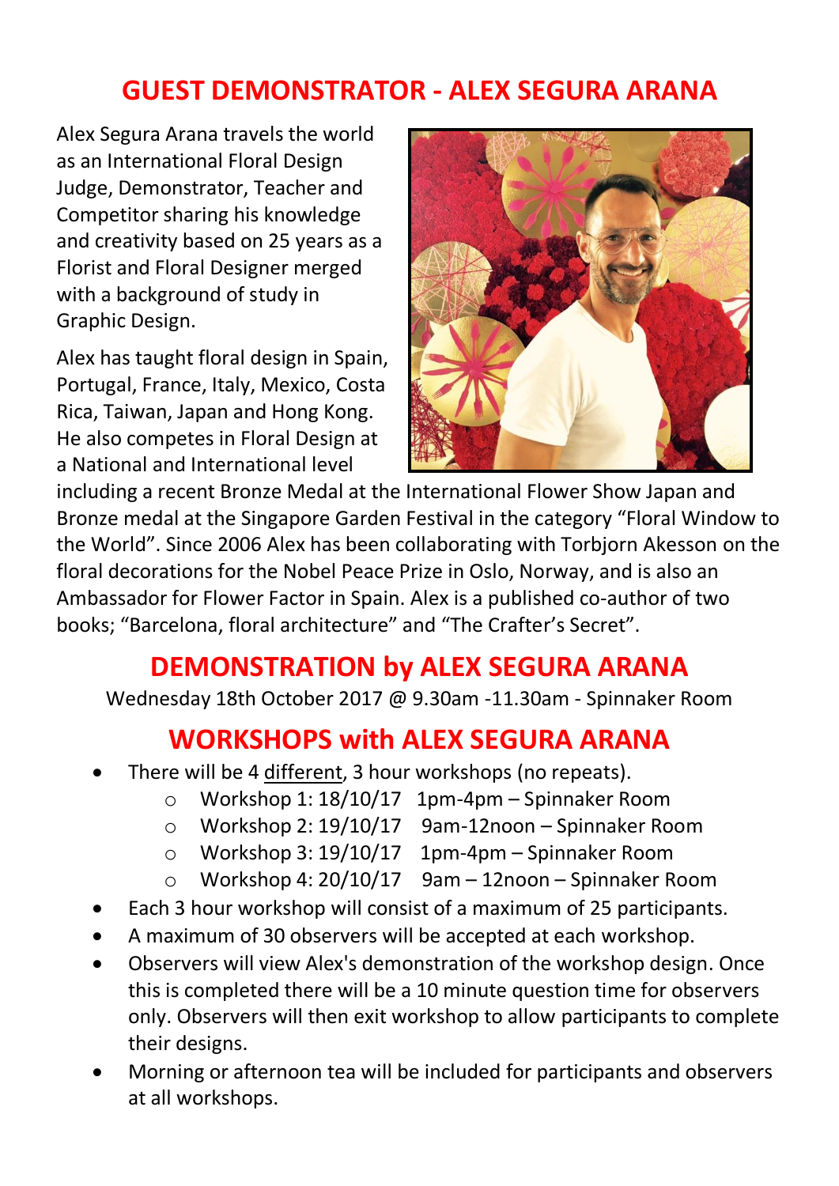# GUEST DEMONSTRATOR - ALEX SEGURA ARANA

Alex Segura Arana travels the world as an International Floral Design Judge, Demonstrator, Teacher and Competitor sharing his knowledge and creativity based on 25 years as a Florist and Floral Designer merged with a background of study in Graphic Design.

Alex has taught floral design in Spain, Portugal, France, Italy, Mexico, Costa Rica, Taiwan, Japan and Hong Kong. He also competes in Floral Design at a National and International level including a recent Bronze Medal at the International Flower Show Japan and Bronze medal at the Singapore Garden Festival in the category "Floral Window to the World". Since 2006 Alex has been collaborating with Torbjorn Akesson on the floral decorations for the Nobel Peace Prize in Oslo, Norway, and is also an Ambassador for Flower Factor in Spain. Alex is a published co-author of two books; "Barcelona, floral architecture" and "The Crafter's Secret".

## DEMONSTRATION by ALEX SEGURA ARANA

Wednesday 18th October 2017 @ 9.30am -11.30am - Spinnaker Room

## WORKSHOPS with ALEX SEGURA ARANA

- There will be 4 different, 3 hour workshops (no repeats).
  - Workshop 1: 18/10/17 1pm-4pm – Spinnaker Room
  - Workshop 2: 19/10/17 9am-12noon – Spinnaker Room
  - Workshop 3: 19/10/17 1pm-4pm – Spinnaker Room
  - Workshop 4: 20/10/17 9am – 12noon – Spinnaker Room
- Each 3 hour workshop will consist of a maximum of 25 participants.
- A maximum of 30 observers will be accepted at each workshop.
- Observers will view Alex's demonstration of the workshop design. Once this is completed there will be a 10 minute question time for observers only. Observers will then exit workshop to allow participants to complete their designs.
- Morning or afternoon tea will be included for participants and observers at all workshops.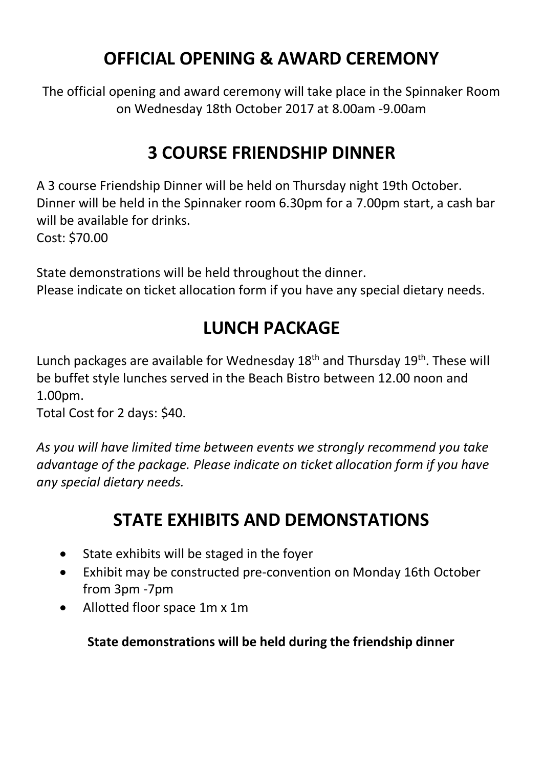## OFFICIAL OPENING & AWARD CEREMONY

The official opening and award ceremony will take place in the Spinnaker Room on Wednesday 18th October 2017 at 8.00am -9.00am

## 3 COURSE FRIENDSHIP DINNER

A 3 course Friendship Dinner will be held on Thursday night 19th October. Dinner will be held in the Spinnaker room 6.30pm for a 7.00pm start, a cash bar will be available for drinks.
Cost: $70.00

State demonstrations will be held throughout the dinner.
Please indicate on ticket allocation form if you have any special dietary needs.

## LUNCH PACKAGE

Lunch packages are available for Wednesday 18th and Thursday 19th. These will be buffet style lunches served in the Beach Bistro between 12.00 noon and 1.00pm.
Total Cost for 2 days: $40.

*As you will have limited time between events we strongly recommend you take advantage of the package. Please indicate on ticket allocation form if you have any special dietary needs.*

## STATE EXHIBITS AND DEMONSTATIONS

- State exhibits will be staged in the foyer
- Exhibit may be constructed pre-convention on Monday 16th October from 3pm -7pm
- Allotted floor space 1m x 1m

**State demonstrations will be held during the friendship dinner**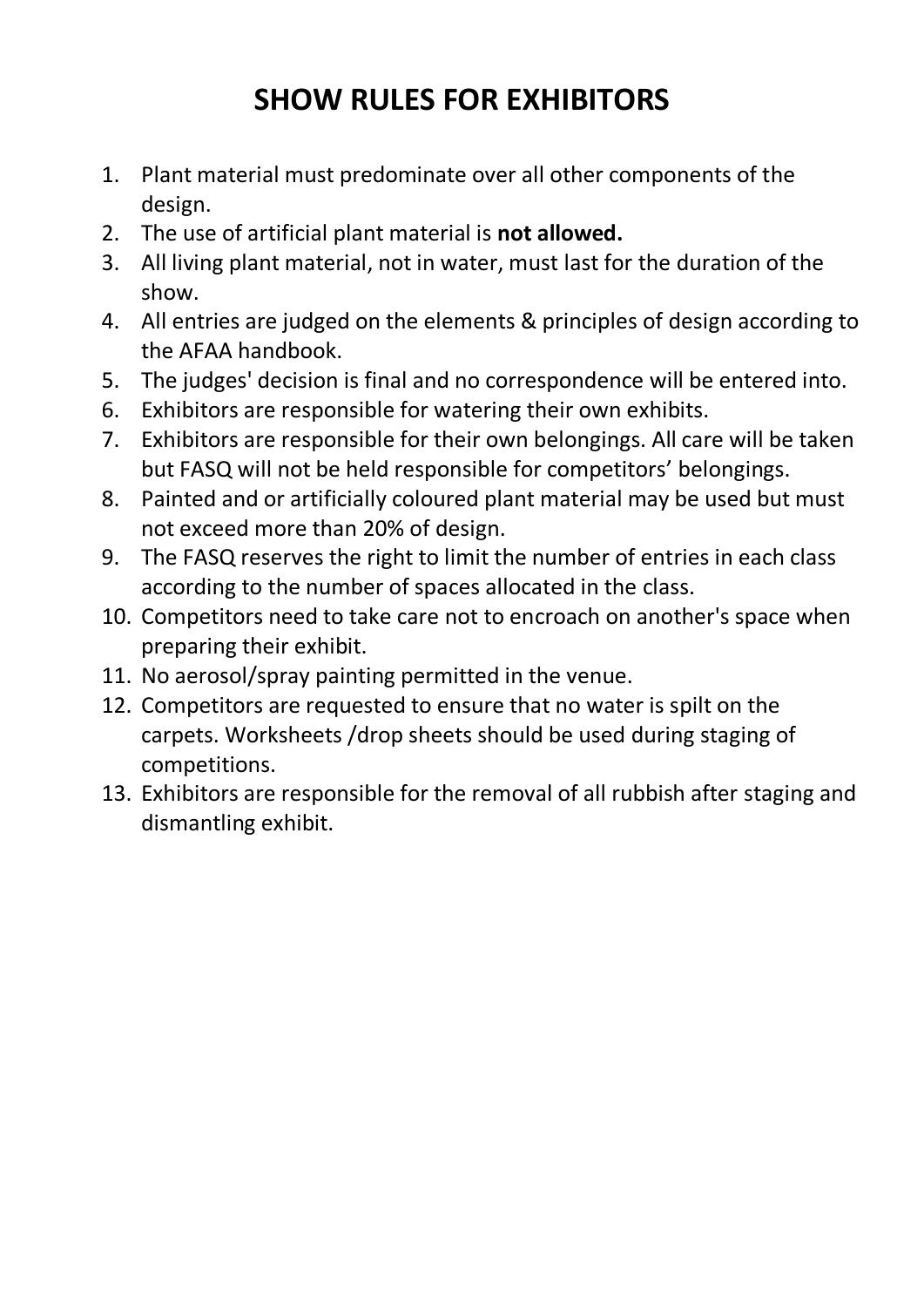# SHOW RULES FOR EXHIBITORS

1. Plant material must predominate over all other components of the design.
2. The use of artificial plant material is **not allowed.**
3. All living plant material, not in water, must last for the duration of the show.
4. All entries are judged on the elements & principles of design according to the AFAA handbook.
5. The judges' decision is final and no correspondence will be entered into.
6. Exhibitors are responsible for watering their own exhibits.
7. Exhibitors are responsible for their own belongings. All care will be taken but FASQ will not be held responsible for competitors' belongings.
8. Painted and or artificially coloured plant material may be used but must not exceed more than 20% of design.
9. The FASQ reserves the right to limit the number of entries in each class according to the number of spaces allocated in the class.
10. Competitors need to take care not to encroach on another's space when preparing their exhibit.
11. No aerosol/spray painting permitted in the venue.
12. Competitors are requested to ensure that no water is spilt on the carpets. Worksheets /drop sheets should be used during staging of competitions.
13. Exhibitors are responsible for the removal of all rubbish after staging and dismantling exhibit.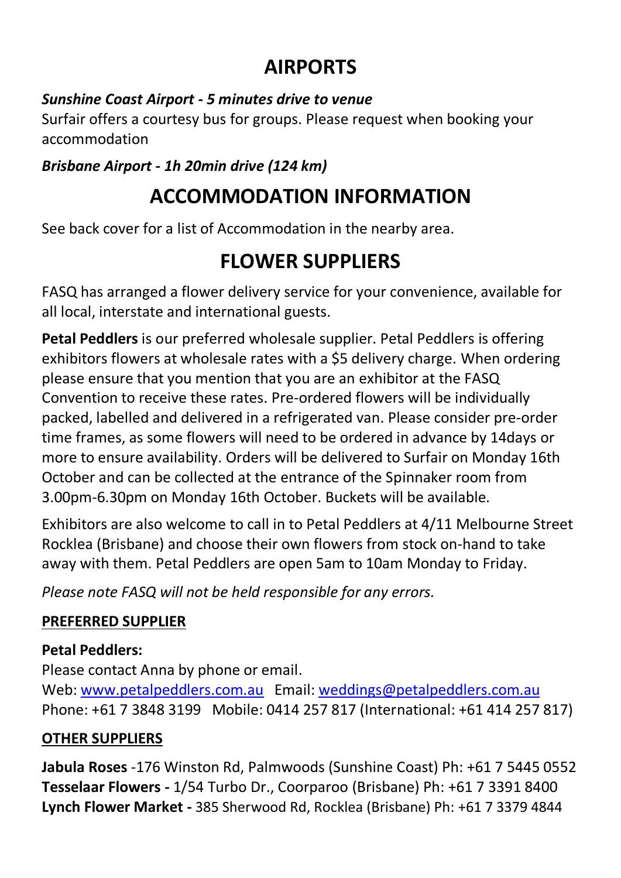# AIRPORTS

***Sunshine Coast Airport - 5 minutes drive to venue***

Surfair offers a courtesy bus for groups. Please request when booking your accommodation

***Brisbane Airport - 1h 20min drive (124 km)***

# ACCOMMODATION INFORMATION

See back cover for a list of Accommodation in the nearby area.

# FLOWER SUPPLIERS

FASQ has arranged a flower delivery service for your convenience, available for all local, interstate and international guests.

**Petal Peddlers** is our preferred wholesale supplier. Petal Peddlers is offering exhibitors flowers at wholesale rates with a $5 delivery charge. When ordering please ensure that you mention that you are an exhibitor at the FASQ Convention to receive these rates. Pre-ordered flowers will be individually packed, labelled and delivered in a refrigerated van. Please consider pre-order time frames, as some flowers will need to be ordered in advance by 14days or more to ensure availability. Orders will be delivered to Surfair on Monday 16th October and can be collected at the entrance of the Spinnaker room from 3.00pm-6.30pm on Monday 16th October. Buckets will be available.

Exhibitors are also welcome to call in to Petal Peddlers at 4/11 Melbourne Street Rocklea (Brisbane) and choose their own flowers from stock on-hand to take away with them. Petal Peddlers are open 5am to 10am Monday to Friday.

*Please note FASQ will not be held responsible for any errors.*

**PREFERRED SUPPLIER**

**Petal Peddlers:**

Please contact Anna by phone or email.

Web: [www.petalpeddlers.com.au](http://www.petalpeddlers.com.au) Email: [weddings@petalpeddlers.com.au](mailto:weddings@petalpeddlers.com.au)

Phone: +61 7 3848 3199 Mobile: 0414 257 817 (International: +61 414 257 817)

**OTHER SUPPLIERS**

**Jabula Roses** -176 Winston Rd, Palmwoods (Sunshine Coast) Ph: +61 7 5445 0552

**Tesselaar Flowers -** 1/54 Turbo Dr., Coorparoo (Brisbane) Ph: +61 7 3391 8400

**Lynch Flower Market -** 385 Sherwood Rd, Rocklea (Brisbane) Ph: +61 7 3379 4844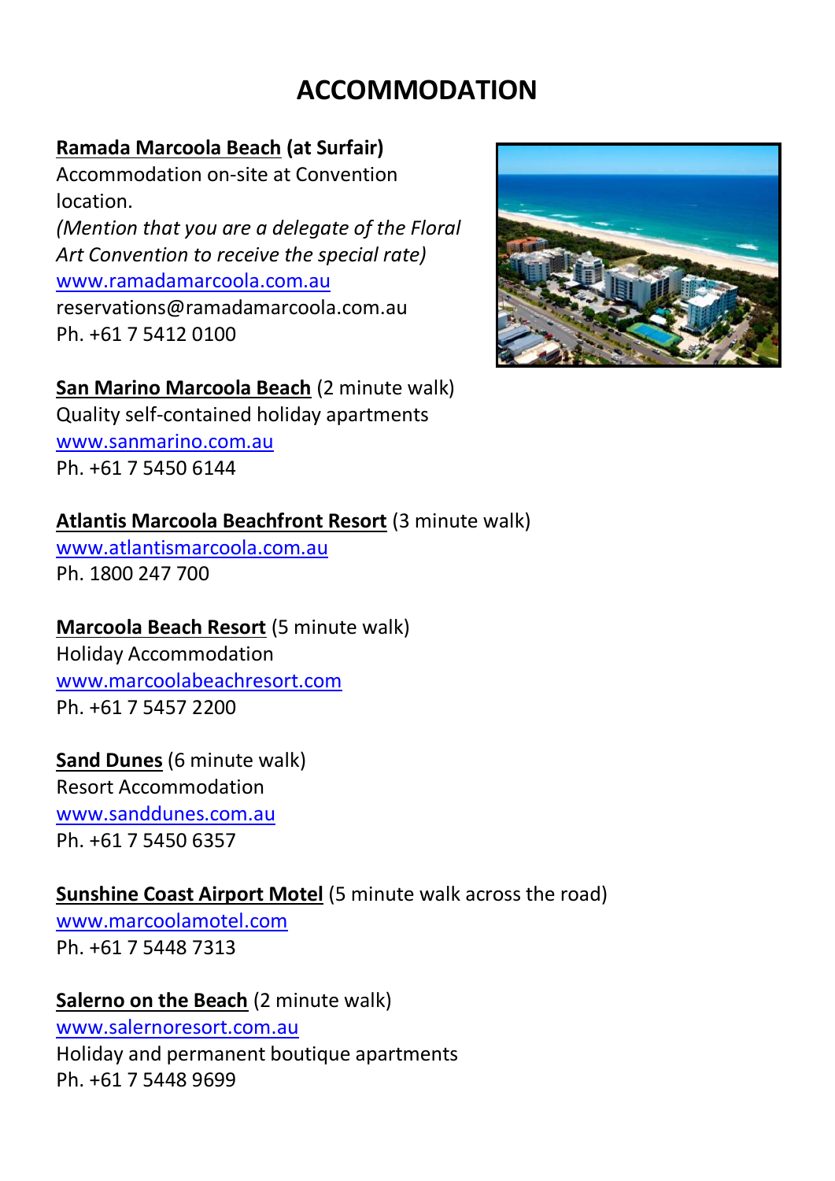# ACCOMMODATION

**Ramada Marcoola Beach (at Surfair)**
Accommodation on-site at Convention location.
*(Mention that you are a delegate of the Floral Art Convention to receive the special rate)*
www.ramadamarcoola.com.au
reservations@ramadamarcoola.com.au
Ph. +61 7 5412 0100

**San Marino Marcoola Beach** (2 minute walk)
Quality self-contained holiday apartments
www.sanmarino.com.au
Ph. +61 7 5450 6144

**Atlantis Marcoola Beachfront Resort** (3 minute walk)
www.atlantismarcoola.com.au
Ph. 1800 247 700

**Marcoola Beach Resort** (5 minute walk)
Holiday Accommodation
www.marcoolabeachresort.com
Ph. +61 7 5457 2200

**Sand Dunes** (6 minute walk)
Resort Accommodation
www.sanddunes.com.au
Ph. +61 7 5450 6357

**Sunshine Coast Airport Motel** (5 minute walk across the road)
www.marcoolamotel.com
Ph. +61 7 5448 7313

**Salerno on the Beach** (2 minute walk)
www.salernoresort.com.au
Holiday and permanent boutique apartments
Ph. +61 7 5448 9699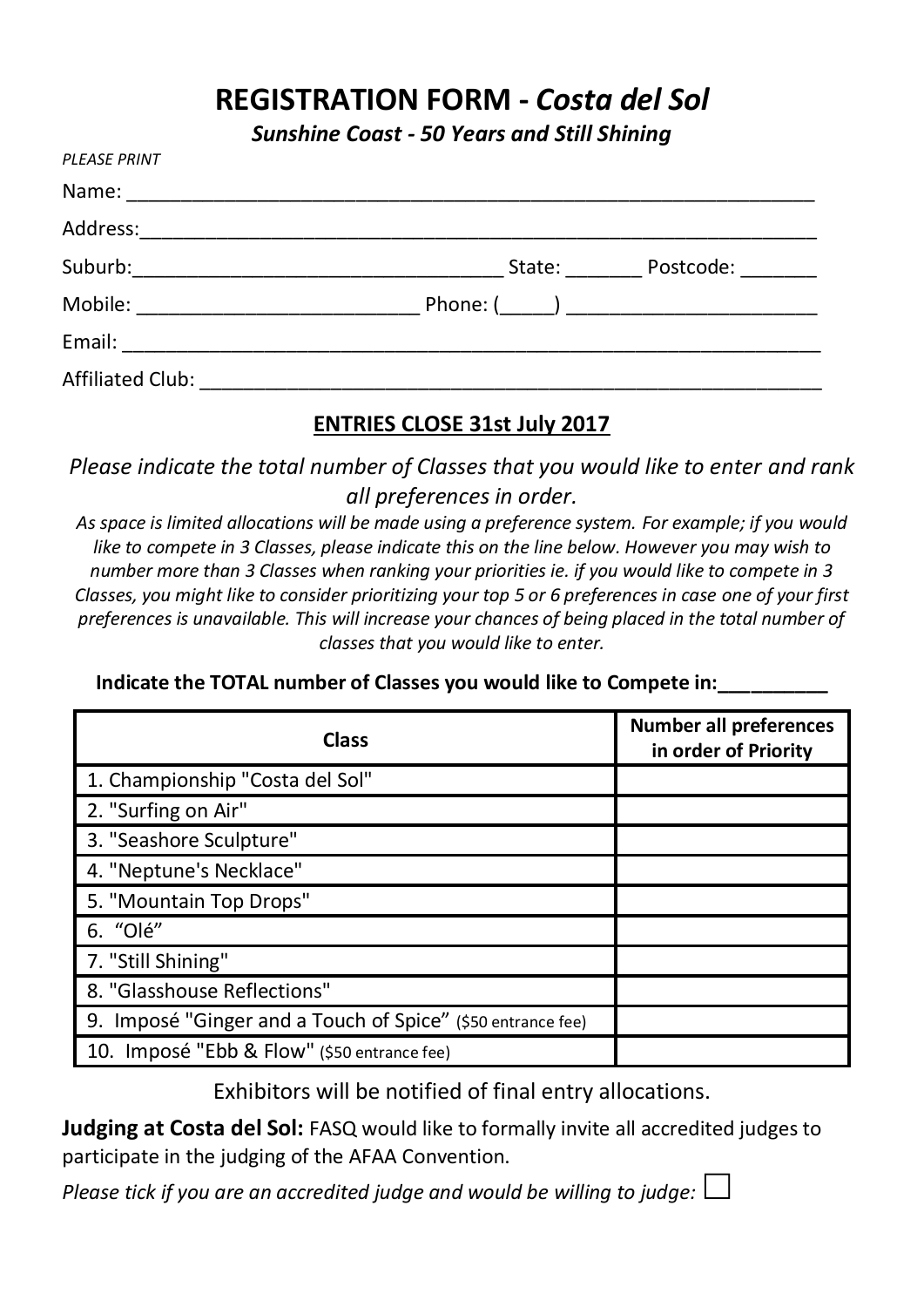# REGISTRATION FORM - *Costa del Sol*

***Sunshine Coast - 50 Years and Still Shining***

*PLEASE PRINT*

Name: ___________________________________________________________

Address: _________________________________________________________

Suburb: _________________________________ State: _______ Postcode: _______

Mobile: _________________________ Phone: (_____) ______________________

Email: ___________________________________________________________

Affiliated Club: ___________________________________________________

**ENTRIES CLOSE 31st July 2017**

*Please indicate the total number of Classes that you would like to enter and rank all preferences in order.*

*As space is limited allocations will be made using a preference system. For example; if you would like to compete in 3 Classes, please indicate this on the line below. However you may wish to number more than 3 Classes when ranking your priorities ie. if you would like to compete in 3 Classes, you might like to consider prioritizing your top 5 or 6 preferences in case one of your first preferences is unavailable. This will increase your chances of being placed in the total number of classes that you would like to enter.*

**Indicate the TOTAL number of Classes you would like to Compete in:__________**

| Class | Number all preferences in order of Priority |
|---|---|
| 1. Championship "Costa del Sol" | |
| 2. "Surfing on Air" | |
| 3. "Seashore Sculpture" | |
| 4. "Neptune's Necklace" | |
| 5. "Mountain Top Drops" | |
| 6. "Olé" | |
| 7. "Still Shining" | |
| 8. "Glasshouse Reflections" | |
| 9. Imposé "Ginger and a Touch of Spice" ($50 entrance fee) | |
| 10. Imposé "Ebb & Flow" ($50 entrance fee) | |

Exhibitors will be notified of final entry allocations.

**Judging at Costa del Sol:** FASQ would like to formally invite all accredited judges to participate in the judging of the AFAA Convention.

*Please tick if you are an accredited judge and would be willing to judge:* ☐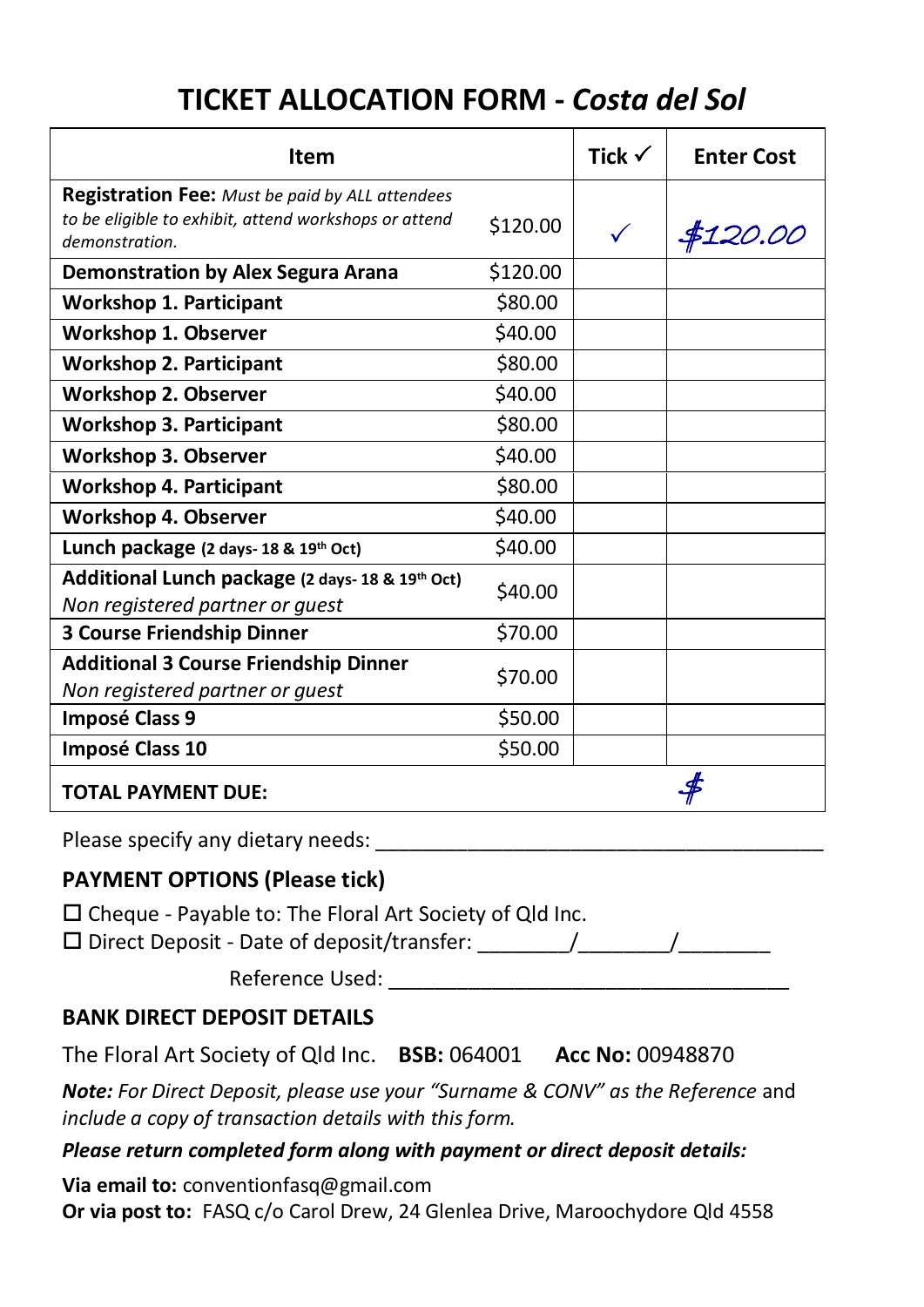# TICKET ALLOCATION FORM - *Costa del Sol*

| Item | | Tick ✓ | Enter Cost |
|---|---|---|---|
| **Registration Fee:** *Must be paid by ALL attendees to be eligible to exhibit, attend workshops or attend demonstration.* | $120.00 | ✓ | $120.00 |
| **Demonstration by Alex Segura Arana** | $120.00 | | |
| **Workshop 1. Participant** | $80.00 | | |
| **Workshop 1. Observer** | $40.00 | | |
| **Workshop 2. Participant** | $80.00 | | |
| **Workshop 2. Observer** | $40.00 | | |
| **Workshop 3. Participant** | $80.00 | | |
| **Workshop 3. Observer** | $40.00 | | |
| **Workshop 4. Participant** | $80.00 | | |
| **Workshop 4. Observer** | $40.00 | | |
| **Lunch package** **(2 days- 18 & 19th Oct)** | $40.00 | | |
| **Additional Lunch package** **(2 days- 18 & 19th Oct)** *Non registered partner or guest* | $40.00 | | |
| **3 Course Friendship Dinner** | $70.00 | | |
| **Additional 3 Course Friendship Dinner** *Non registered partner or guest* | $70.00 | | |
| **Imposé Class 9** | $50.00 | | |
| **Imposé Class 10** | $50.00 | | |
| **TOTAL PAYMENT DUE:** | | | $ |

Please specify any dietary needs: ______________________________________

## PAYMENT OPTIONS (Please tick)

☐ Cheque - Payable to: The Floral Art Society of Qld Inc.

☐ Direct Deposit - Date of deposit/transfer: ________/________/________

Reference Used: ______________________________

## BANK DIRECT DEPOSIT DETAILS

The Floral Art Society of Qld Inc. **BSB:** 064001 **Acc No:** 00948870

***Note:*** *For Direct Deposit, please use your "Surname & CONV" as the Reference* and *include a copy of transaction details with this form.*

***Please return completed form along with payment or direct deposit details:***

**Via email to:** conventionfasq@gmail.com

**Or via post to:** FASQ c/o Carol Drew, 24 Glenlea Drive, Maroochydore Qld 4558